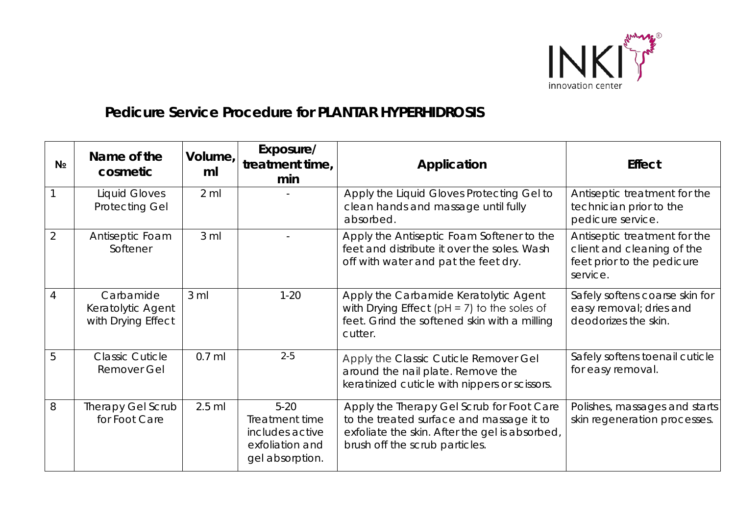## Pedicure Service Procedure for PLANTAR HYPERHIDROSIS

| № | Name of the cosmetic | Volume, ml | Exposure/ treatment time, min | Application | Effect |
|---|---|---|---|---|---|
| 1 | Liquid Gloves Protecting Gel | 2 ml | - | Apply the Liquid Gloves Protecting Gel to clean hands and massage until fully absorbed. | Antiseptic treatment for the technician prior to the pedicure service. |
| 2 | Antiseptic Foam Softener | 3 ml | - | Apply the Antiseptic Foam Softener to the feet and distribute it over the soles. Wash off with water and pat the feet dry. | Antiseptic treatment for the client and cleaning of the feet prior to the pedicure service. |
| 4 | Carbamide Keratolytic Agent with Drying Effect | 3 ml | 1-20 | Apply the Carbamide Keratolytic Agent with Drying Effect (pH = 7) to the soles of feet. Grind the softened skin with a milling cutter. | Safely softens coarse skin for easy removal; dries and deodorizes the skin. |
| 5 | Classic Cuticle Remover Gel | 0.7 ml | 2-5 | Apply the Classic Cuticle Remover Gel around the nail plate. Remove the keratinized cuticle with nippers or scissors. | Safely softens toenail cuticle for easy removal. |
| 8 | Therapy Gel Scrub for Foot Care | 2.5 ml | 5-20 Treatment time includes active exfoliation and gel absorption. | Apply the Therapy Gel Scrub for Foot Care to the treated surface and massage it to exfoliate the skin. After the gel is absorbed, brush off the scrub particles. | Polishes, massages and starts skin regeneration processes. |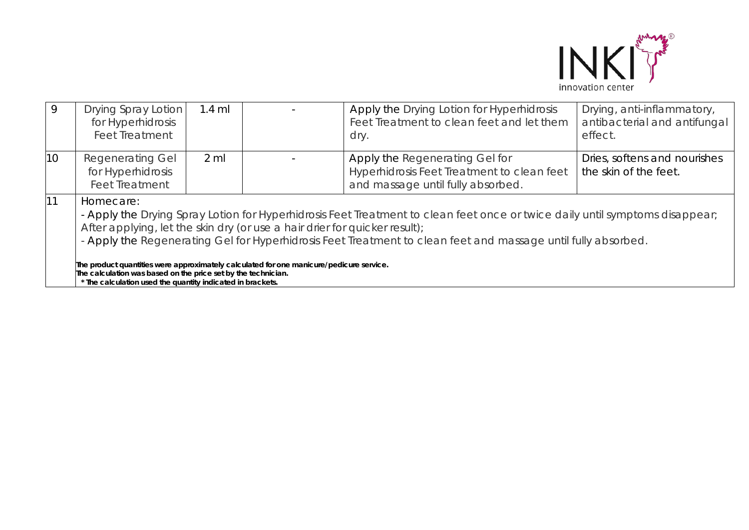| | | | | | |
|---|---|---|---|---|---|
| 9 | Drying Spray Lotion for Hyperhidrosis Feet Treatment | 1.4 ml | - | Apply the Drying Lotion for Hyperhidrosis Feet Treatment to clean feet and let them dry. | Drying, anti-inflammatory, antibacterial and antifungal effect. |
| 10 | Regenerating Gel for Hyperhidrosis Feet Treatment | 2 ml | - | Apply the Regenerating Gel for Hyperhidrosis Feet Treatment to clean feet and massage until fully absorbed. | Dries, softens and nourishes the skin of the feet. |
| 11 | Homecare:<br>- Apply the Drying Spray Lotion for Hyperhidrosis Feet Treatment to clean feet once or twice daily until symptoms disappear; After applying, let the skin dry (or use a hair drier for quicker result);<br>- Apply the Regenerating Gel for Hyperhidrosis Feet Treatment to clean feet and massage until fully absorbed.<br><br>**The product quantities were approximately calculated for one manicure/pedicure service.**<br>**The calculation was based on the price set by the technician.**<br>**\* The calculation used the quantity indicated in brackets.** | | | | |